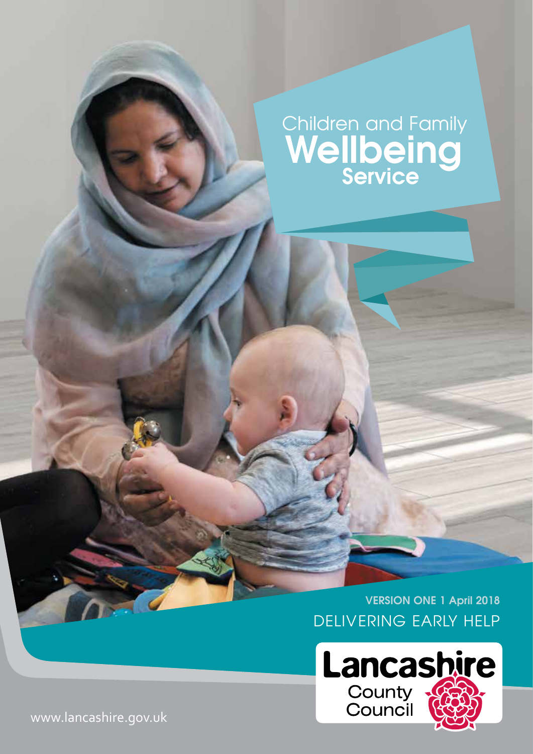# Children and Family Wellbeing Service

**VERSION ONE 1 April 2018**

DELIVERING EARLY HELP

Lancashire County Council

www.lancashire.gov.uk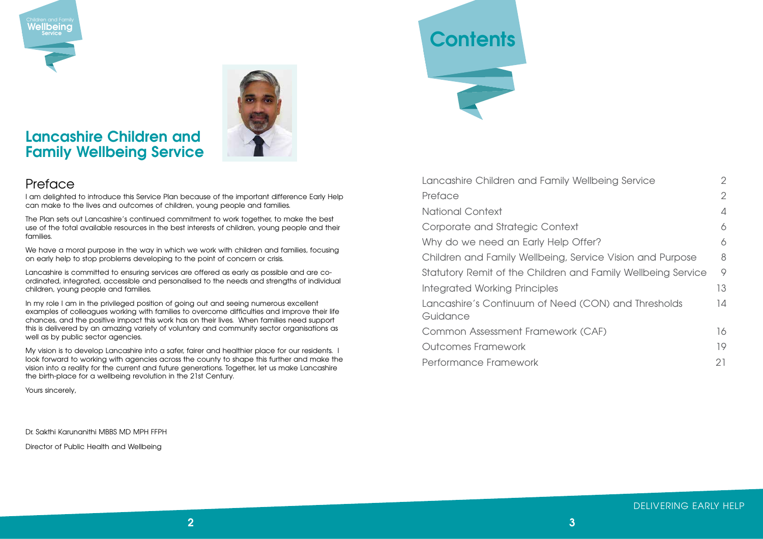# Lancashire Children and Family Wellbeing Service

## Preface

I am delighted to introduce this Service Plan because of the important difference Early Help can make to the lives and outcomes of children, young people and families.

The Plan sets out Lancashire's continued commitment to work together, to make the best use of the total available resources in the best interests of children, young people and their families.

We have a moral purpose in the way in which we work with children and families, focusing on early help to stop problems developing to the point of concern or crisis.

Lancashire is committed to ensuring services are offered as early as possible and are co-ordinated, integrated, accessible and personalised to the needs and strengths of individual children, young people and families.

In my role I am in the privileged position of going out and seeing numerous excellent examples of colleagues working with families to overcome difficulties and improve their life chances, and the positive impact this work has on their lives. When families need support this is delivered by an amazing variety of voluntary and community sector organisations as well as by public sector agencies.

My vision is to develop Lancashire into a safer, fairer and healthier place for our residents. I look forward to working with agencies across the county to shape this further and make the vision into a reality for the current and future generations. Together, let us make Lancashire the birth-place for a wellbeing revolution in the 21st Century.

Yours sincerely,

Dr. Sakthi Karunanithi MBBS MD MPH FFPH

Director of Public Health and Wellbeing

# Contents

| | |
|---|---|
| Lancashire Children and Family Wellbeing Service | 2 |
| Preface | 2 |
| National Context | 4 |
| Corporate and Strategic Context | 6 |
| Why do we need an Early Help Offer? | 6 |
| Children and Family Wellbeing, Service Vision and Purpose | 8 |
| Statutory Remit of the Children and Family Wellbeing Service | 9 |
| Integrated Working Principles | 13 |
| Lancashire's Continuum of Need (CON) and Thresholds Guidance | 14 |
| Common Assessment Framework (CAF) | 16 |
| Outcomes Framework | 19 |
| Performance Framework | 21 |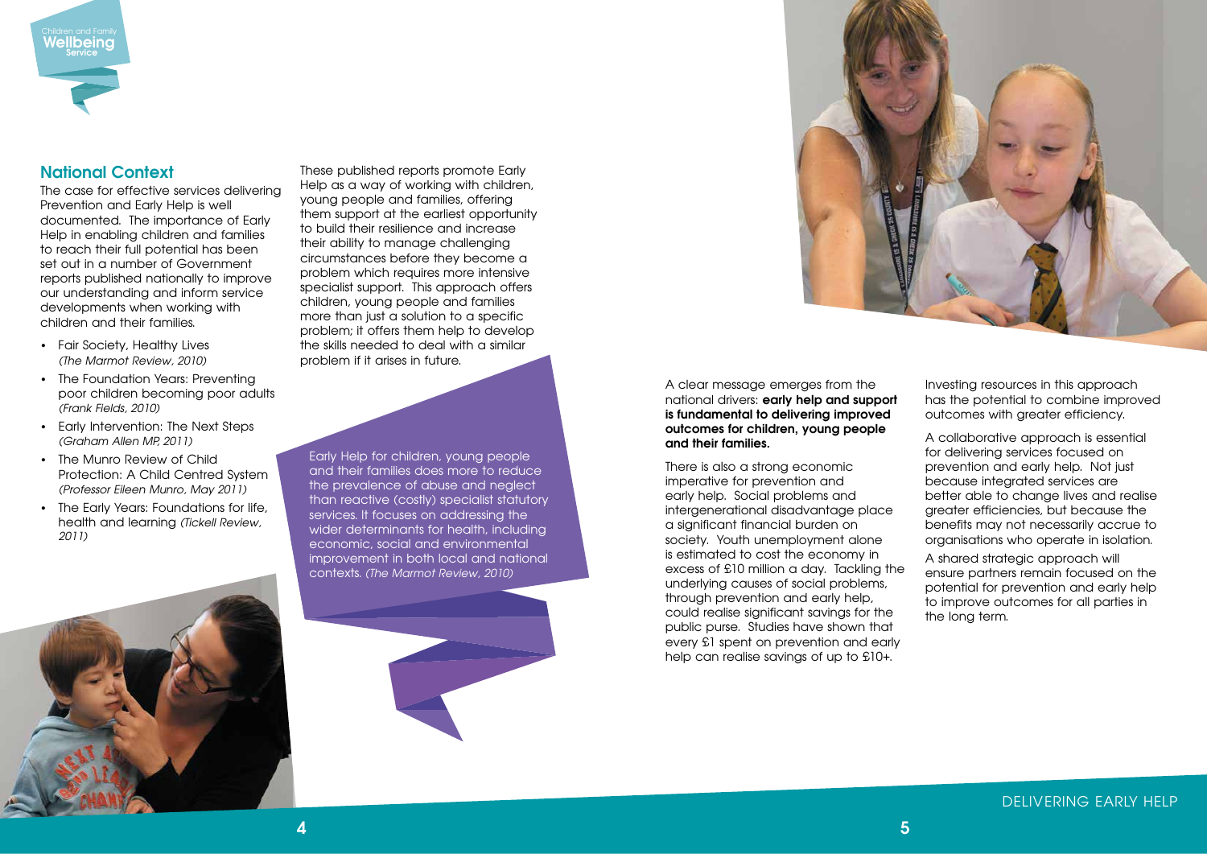## National Context

The case for effective services delivering Prevention and Early Help is well documented. The importance of Early Help in enabling children and families to reach their full potential has been set out in a number of Government reports published nationally to improve our understanding and inform service developments when working with children and their families.

- Fair Society, Healthy Lives *(The Marmot Review, 2010)*
- The Foundation Years: Preventing poor children becoming poor adults *(Frank Fields, 2010)*
- Early Intervention: The Next Steps *(Graham Allen MP, 2011)*
- The Munro Review of Child Protection: A Child Centred System *(Professor Eileen Munro, May 2011)*
- The Early Years: Foundations for life, health and learning *(Tickell Review, 2011)*

These published reports promote Early Help as a way of working with children, young people and families, offering them support at the earliest opportunity to build their resilience and increase their ability to manage challenging circumstances before they become a problem which requires more intensive specialist support. This approach offers children, young people and families more than just a solution to a specific problem; it offers them help to develop the skills needed to deal with a similar problem if it arises in future.

Early Help for children, young people and their families does more to reduce the prevalence of abuse and neglect than reactive (costly) specialist statutory services. It focuses on addressing the wider determinants for health, including economic, social and environmental improvement in both local and national contexts. *(The Marmot Review, 2010)*

A clear message emerges from the national drivers: **early help and support is fundamental to delivering improved outcomes for children, young people and their families.**

There is also a strong economic imperative for prevention and early help. Social problems and intergenerational disadvantage place a significant financial burden on society. Youth unemployment alone is estimated to cost the economy in excess of £10 million a day. Tackling the underlying causes of social problems, through prevention and early help, could realise significant savings for the public purse. Studies have shown that every £1 spent on prevention and early help can realise savings of up to £10+.

Investing resources in this approach has the potential to combine improved outcomes with greater efficiency.

A collaborative approach is essential for delivering services focused on prevention and early help. Not just because integrated services are better able to change lives and realise greater efficiencies, but because the benefits may not necessarily accrue to organisations who operate in isolation.

A shared strategic approach will ensure partners remain focused on the potential for prevention and early help to improve outcomes for all parties in the long term.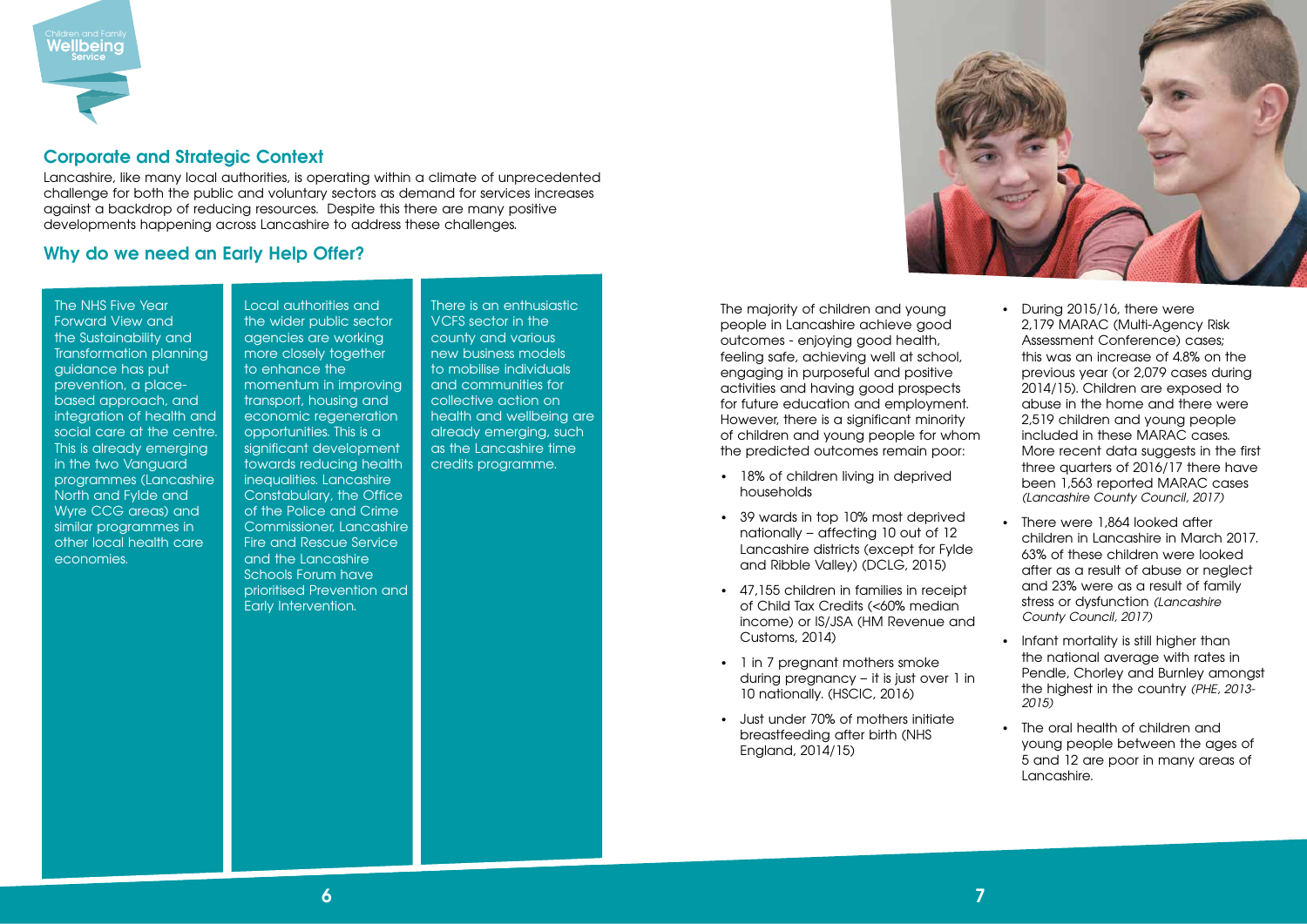## Corporate and Strategic Context

Lancashire, like many local authorities, is operating within a climate of unprecedented challenge for both the public and voluntary sectors as demand for services increases against a backdrop of reducing resources. Despite this there are many positive developments happening across Lancashire to address these challenges.

## Why do we need an Early Help Offer?

The NHS Five Year Forward View and the Sustainability and Transformation planning guidance has put prevention, a place-based approach, and integration of health and social care at the centre. This is already emerging in the two Vanguard programmes (Lancashire North and Fylde and Wyre CCG areas) and similar programmes in other local health care economies.

Local authorities and the wider public sector agencies are working more closely together to enhance the momentum in improving transport, housing and economic regeneration opportunities. This is a significant development towards reducing health inequalities. Lancashire Constabulary, the Office of the Police and Crime Commissioner, Lancashire Fire and Rescue Service and the Lancashire Schools Forum have prioritised Prevention and Early Intervention.

There is an enthusiastic VCFS sector in the county and various new business models to mobilise individuals and communities for collective action on health and wellbeing are already emerging, such as the Lancashire time credits programme.

The majority of children and young people in Lancashire achieve good outcomes - enjoying good health, feeling safe, achieving well at school, engaging in purposeful and positive activities and having good prospects for future education and employment. However, there is a significant minority of children and young people for whom the predicted outcomes remain poor:

- 18% of children living in deprived households
- 39 wards in top 10% most deprived nationally – affecting 10 out of 12 Lancashire districts (except for Fylde and Ribble Valley) (DCLG, 2015)
- 47,155 children in families in receipt of Child Tax Credits (<60% median income) or IS/JSA (HM Revenue and Customs, 2014)
- 1 in 7 pregnant mothers smoke during pregnancy – it is just over 1 in 10 nationally. (HSCIC, 2016)
- Just under 70% of mothers initiate breastfeeding after birth (NHS England, 2014/15)
- During 2015/16, there were 2,179 MARAC (Multi-Agency Risk Assessment Conference) cases; this was an increase of 4.8% on the previous year (or 2,079 cases during 2014/15). Children are exposed to abuse in the home and there were 2,519 children and young people included in these MARAC cases. More recent data suggests in the first three quarters of 2016/17 there have been 1,563 reported MARAC cases *(Lancashire County Council, 2017)*
- There were 1,864 looked after children in Lancashire in March 2017. 63% of these children were looked after as a result of abuse or neglect and 23% were as a result of family stress or dysfunction *(Lancashire County Council, 2017)*
- Infant mortality is still higher than the national average with rates in Pendle, Chorley and Burnley amongst the highest in the country *(PHE, 2013-2015)*
- The oral health of children and young people between the ages of 5 and 12 are poor in many areas of Lancashire.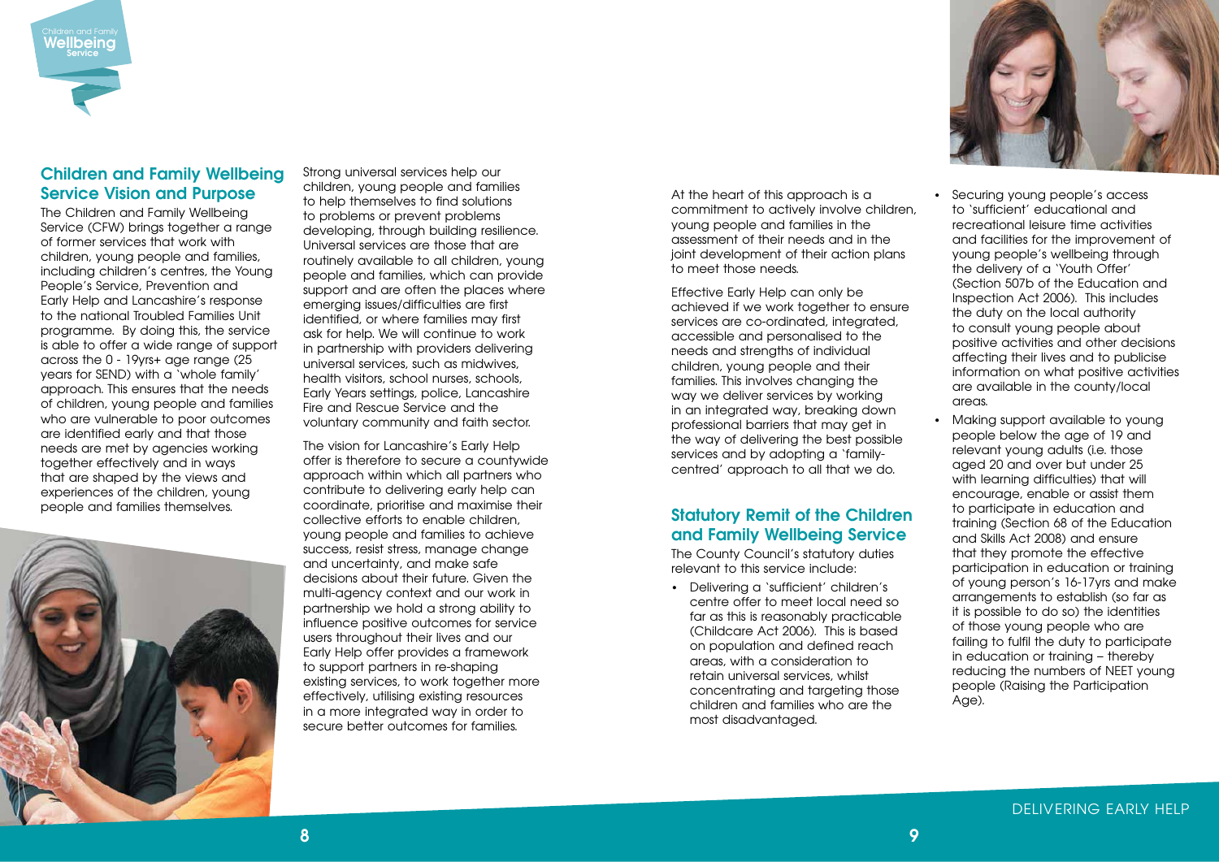## Children and Family Wellbeing Service Vision and Purpose

The Children and Family Wellbeing Service (CFW) brings together a range of former services that work with children, young people and families, including children's centres, the Young People's Service, Prevention and Early Help and Lancashire's response to the national Troubled Families Unit programme. By doing this, the service is able to offer a wide range of support across the 0 - 19yrs+ age range (25 years for SEND) with a 'whole family' approach. This ensures that the needs of children, young people and families who are vulnerable to poor outcomes are identified early and that those needs are met by agencies working together effectively and in ways that are shaped by the views and experiences of the children, young people and families themselves.

Strong universal services help our children, young people and families to help themselves to find solutions to problems or prevent problems developing, through building resilience. Universal services are those that are routinely available to all children, young people and families, which can provide support and are often the places where emerging issues/difficulties are first identified, or where families may first ask for help. We will continue to work in partnership with providers delivering universal services, such as midwives, health visitors, school nurses, schools, Early Years settings, police, Lancashire Fire and Rescue Service and the voluntary community and faith sector.

The vision for Lancashire's Early Help offer is therefore to secure a countywide approach within which all partners who contribute to delivering early help can coordinate, prioritise and maximise their collective efforts to enable children, young people and families to achieve success, resist stress, manage change and uncertainty, and make safe decisions about their future. Given the multi-agency context and our work in partnership we hold a strong ability to influence positive outcomes for service users throughout their lives and our Early Help offer provides a framework to support partners in re-shaping existing services, to work together more effectively, utilising existing resources in a more integrated way in order to secure better outcomes for families.

At the heart of this approach is a commitment to actively involve children, young people and families in the assessment of their needs and in the joint development of their action plans to meet those needs.

Effective Early Help can only be achieved if we work together to ensure services are co-ordinated, integrated, accessible and personalised to the needs and strengths of individual children, young people and their families. This involves changing the way we deliver services by working in an integrated way, breaking down professional barriers that may get in the way of delivering the best possible services and by adopting a 'family-centred' approach to all that we do.

## Statutory Remit of the Children and Family Wellbeing Service

The County Council's statutory duties relevant to this service include:

- Delivering a 'sufficient' children's centre offer to meet local need so far as this is reasonably practicable (Childcare Act 2006). This is based on population and defined reach areas, with a consideration to retain universal services, whilst concentrating and targeting those children and families who are the most disadvantaged.
- Securing young people's access to 'sufficient' educational and recreational leisure time activities and facilities for the improvement of young people's wellbeing through the delivery of a 'Youth Offer' (Section 507b of the Education and Inspection Act 2006). This includes the duty on the local authority to consult young people about positive activities and other decisions affecting their lives and to publicise information on what positive activities are available in the county/local areas.
- Making support available to young people below the age of 19 and relevant young adults (i.e. those aged 20 and over but under 25 with learning difficulties) that will encourage, enable or assist them to participate in education and training (Section 68 of the Education and Skills Act 2008) and ensure that they promote the effective participation in education or training of young person's 16-17yrs and make arrangements to establish (so far as it is possible to do so) the identities of those young people who are failing to fulfil the duty to participate in education or training – thereby reducing the numbers of NEET young people (Raising the Participation Age).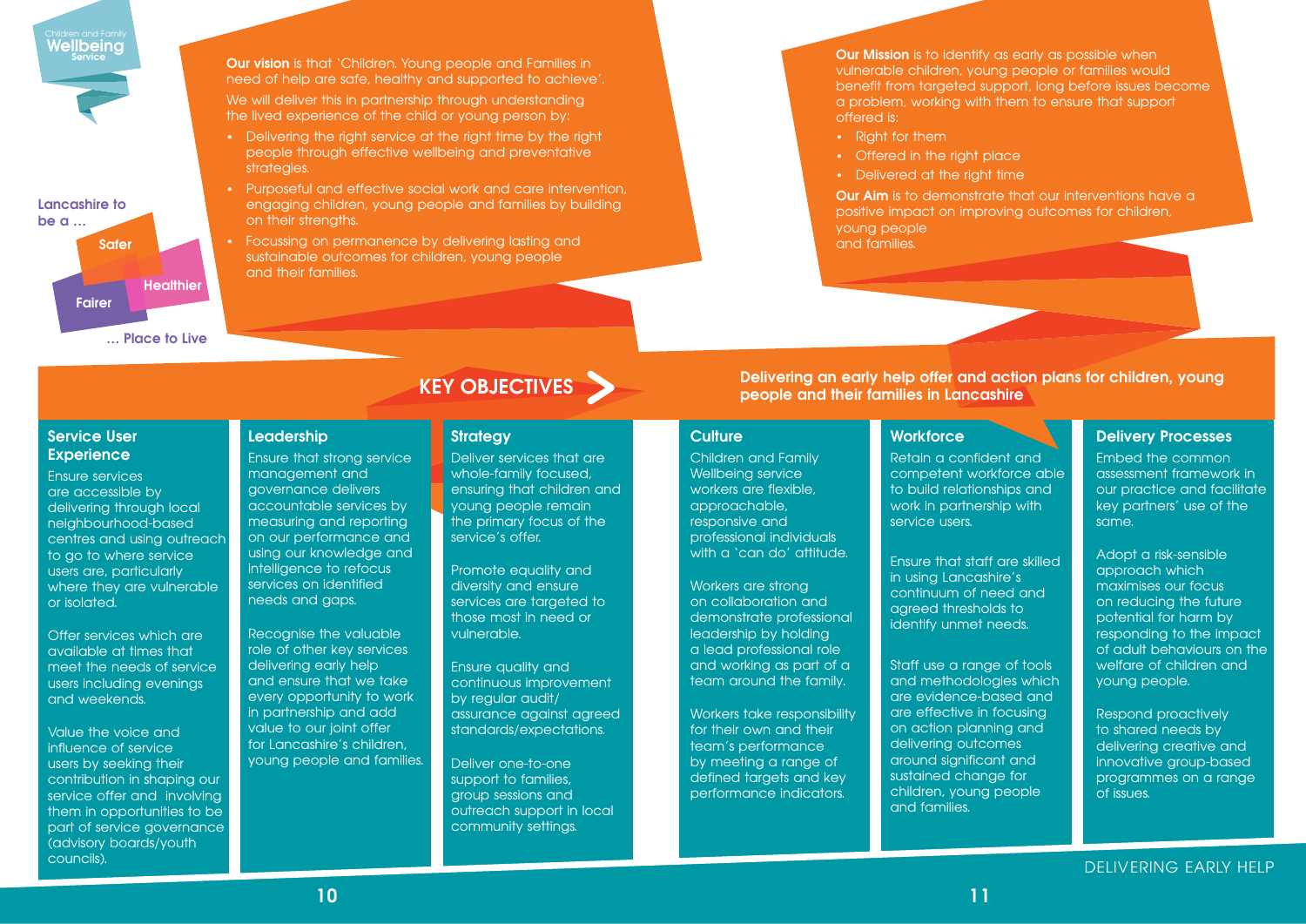Children and Family **Wellbeing** Service

Lancashire to be a …

Safer

Healthier

Fairer

… Place to Live

**Our vision** is that 'Children. Young people and Families in need of help are safe, healthy and supported to achieve'.

We will deliver this in partnership through understanding the lived experience of the child or young person by:

- Delivering the right service at the right time by the right people through effective wellbeing and preventative strategies.
- Purposeful and effective social work and care intervention, engaging children, young people and families by building on their strengths.
- Focussing on permanence by delivering lasting and sustainable outcomes for children, young people and their families.

**Our Mission** is to identify as early as possible when vulnerable children, young people or families would benefit from targeted support, long before issues become a problem, working with them to ensure that support offered is:

- Right for them
- Offered in the right place
- Delivered at the right time

**Our Aim** is to demonstrate that our interventions have a positive impact on improving outcomes for children, young people and families.

## KEY OBJECTIVES

**Delivering an early help offer and action plans for children, young people and their families in Lancashire**

### Service User Experience

Ensure services are accessible by delivering through local neighbourhood-based centres and using outreach to go to where service users are, particularly where they are vulnerable or isolated.

Offer services which are available at times that meet the needs of service users including evenings and weekends.

Value the voice and influence of service users by seeking their contribution in shaping our service offer and involving them in opportunities to be part of service governance (advisory boards/youth councils).

### Leadership

Ensure that strong service management and governance delivers accountable services by measuring and reporting on our performance and using our knowledge and intelligence to refocus services on identified needs and gaps.

Recognise the valuable role of other key services delivering early help and ensure that we take every opportunity to work in partnership and add value to our joint offer for Lancashire's children, young people and families.

### Strategy

Deliver services that are whole-family focused, ensuring that children and young people remain the primary focus of the service's offer.

Promote equality and diversity and ensure services are targeted to those most in need or vulnerable.

Ensure quality and continuous improvement by regular audit/assurance against agreed standards/expectations.

Deliver one-to-one support to families, group sessions and outreach support in local community settings.

### Culture

Children and Family Wellbeing service workers are flexible, approachable, responsive and professional individuals with a 'can do' attitude.

Workers are strong on collaboration and demonstrate professional leadership by holding a lead professional role and working as part of a team around the family.

Workers take responsibility for their own and their team's performance by meeting a range of defined targets and key performance indicators.

### Workforce

Retain a confident and competent workforce able to build relationships and work in partnership with service users.

Ensure that staff are skilled in using Lancashire's continuum of need and agreed thresholds to identify unmet needs.

Staff use a range of tools and methodologies which are evidence-based and are effective in focusing on action planning and delivering outcomes around significant and sustained change for children, young people and families.

### Delivery Processes

Embed the common assessment framework in our practice and facilitate key partners' use of the same.

Adopt a risk-sensible approach which maximises our focus on reducing the future potential for harm by responding to the impact of adult behaviours on the welfare of children and young people.

Respond proactively to shared needs by delivering creative and innovative group-based programmes on a range of issues.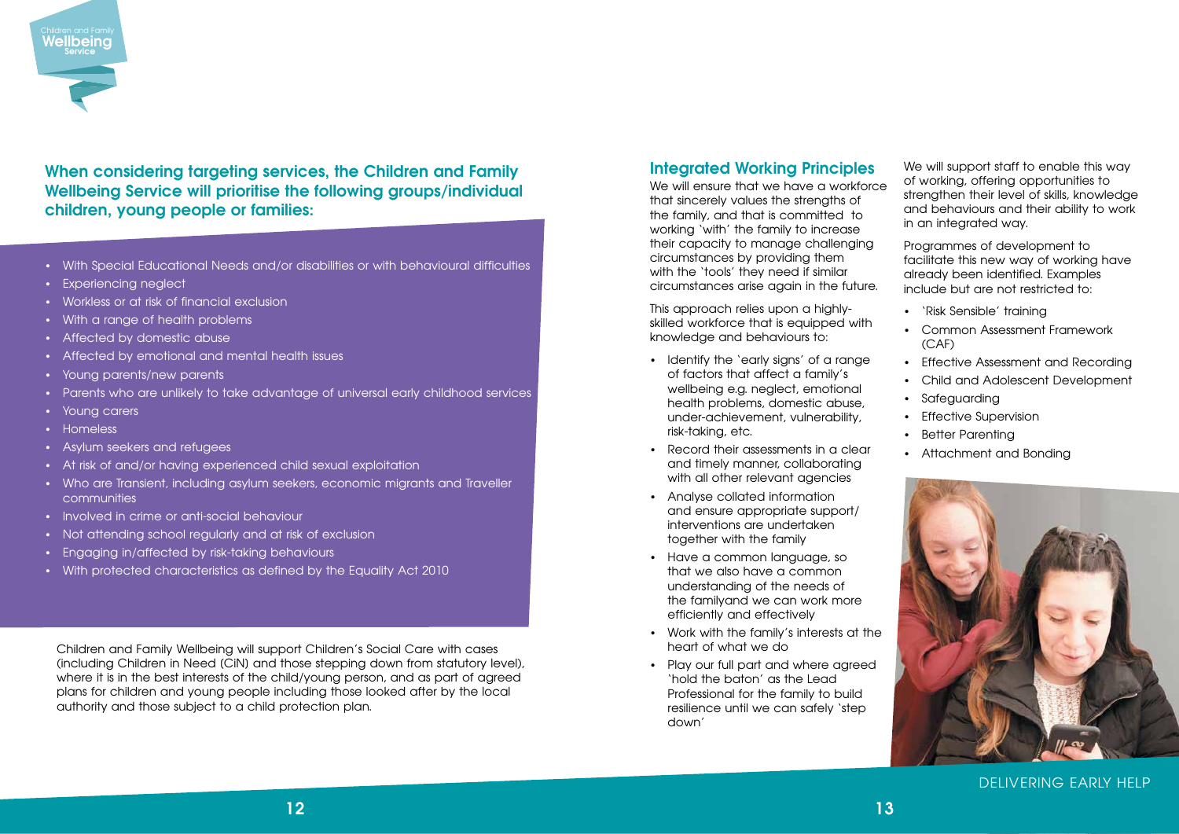## When considering targeting services, the Children and Family Wellbeing Service will prioritise the following groups/individual children, young people or families:

- With Special Educational Needs and/or disabilities or with behavioural difficulties
- Experiencing neglect
- Workless or at risk of financial exclusion
- With a range of health problems
- Affected by domestic abuse
- Affected by emotional and mental health issues
- Young parents/new parents
- Parents who are unlikely to take advantage of universal early childhood services
- Young carers
- Homeless
- Asylum seekers and refugees
- At risk of and/or having experienced child sexual exploitation
- Who are Transient, including asylum seekers, economic migrants and Traveller communities
- Involved in crime or anti-social behaviour
- Not attending school regularly and at risk of exclusion
- Engaging in/affected by risk-taking behaviours
- With protected characteristics as defined by the Equality Act 2010

Children and Family Wellbeing will support Children's Social Care with cases (including Children in Need (CiN) and those stepping down from statutory level), where it is in the best interests of the child/young person, and as part of agreed plans for children and young people including those looked after by the local authority and those subject to a child protection plan.

## Integrated Working Principles

We will ensure that we have a workforce that sincerely values the strengths of the family, and that is committed to working 'with' the family to increase their capacity to manage challenging circumstances by providing them with the 'tools' they need if similar circumstances arise again in the future.

This approach relies upon a highly-skilled workforce that is equipped with knowledge and behaviours to:

- Identify the 'early signs' of a range of factors that affect a family's wellbeing e.g. neglect, emotional health problems, domestic abuse, under-achievement, vulnerability, risk-taking, etc.
- Record their assessments in a clear and timely manner, collaborating with all other relevant agencies
- Analyse collated information and ensure appropriate support/ interventions are undertaken together with the family
- Have a common language, so that we also have a common understanding of the needs of the familyand we can work more efficiently and effectively
- Work with the family's interests at the heart of what we do
- Play our full part and where agreed 'hold the baton' as the Lead Professional for the family to build resilience until we can safely 'step down'

We will support staff to enable this way of working, offering opportunities to strengthen their level of skills, knowledge and behaviours and their ability to work in an integrated way.

Programmes of development to facilitate this new way of working have already been identified. Examples include but are not restricted to:

- 'Risk Sensible' training
- Common Assessment Framework (CAF)
- Effective Assessment and Recording
- Child and Adolescent Development
- Safeguarding
- Effective Supervision
- Better Parenting
- Attachment and Bonding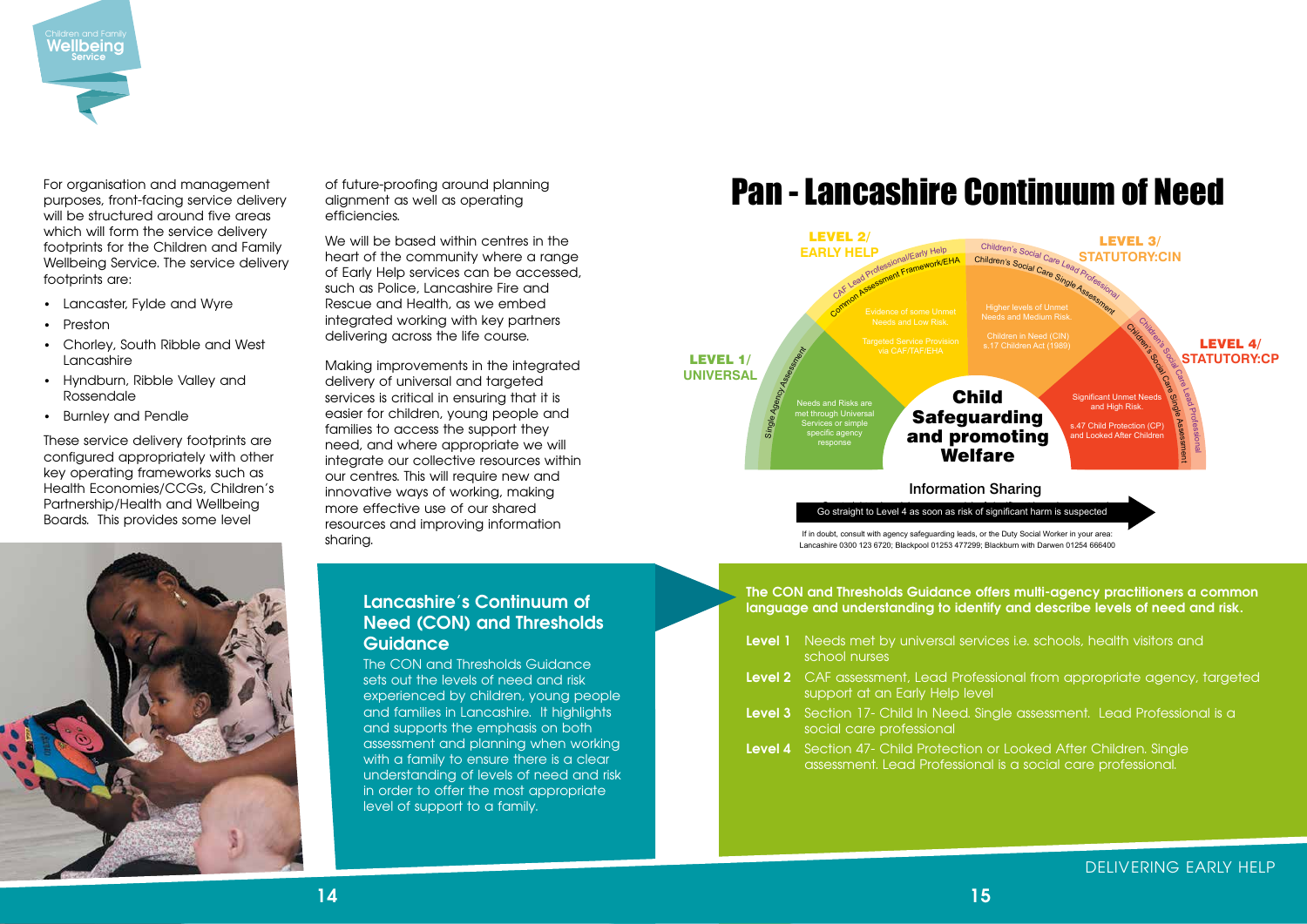For organisation and management purposes, front-facing service delivery will be structured around five areas which will form the service delivery footprints for the Children and Family Wellbeing Service. The service delivery footprints are:

- Lancaster, Fylde and Wyre
- Preston
- Chorley, South Ribble and West Lancashire
- Hyndburn, Ribble Valley and Rossendale
- Burnley and Pendle

These service delivery footprints are configured appropriately with other key operating frameworks such as Health Economies/CCGs, Children's Partnership/Health and Wellbeing Boards. This provides some level of future-proofing around planning alignment as well as operating efficiencies.

We will be based within centres in the heart of the community where a range of Early Help services can be accessed, such as Police, Lancashire Fire and Rescue and Health, as we embed integrated working with key partners delivering across the life course.

Making improvements in the integrated delivery of universal and targeted services is critical in ensuring that it is easier for children, young people and families to access the support they need, and where appropriate we will integrate our collective resources within our centres. This will require new and innovative ways of working, making more effective use of our shared resources and improving information sharing.

## Lancashire's Continuum of Need (CON) and Thresholds Guidance

The CON and Thresholds Guidance sets out the levels of need and risk experienced by children, young people and families in Lancashire. It highlights and supports the emphasis on both assessment and planning when working with a family to ensure there is a clear understanding of levels of need and risk in order to offer the most appropriate level of support to a family.

# Pan - Lancashire Continuum of Need

**LEVEL 1/ UNIVERSAL**
Single Agency Assessment
Needs and Risks are met through Universal Services or simple specific agency response

**LEVEL 2/ EARLY HELP**
CAF Lead Professional/Early Help
Common Assessment Framework/EHA
Evidence of some Unmet Needs and Low Risk.
Targeted Service Provision via CAF/TAF/EHA

**LEVEL 3/ STATUTORY:CIN**
Children's Social Care Lead Professional
Children's Social Care Single Assessment
Higher levels of Unmet Needs and Medium Risk.
Children in Need (CIN) s.17 Children Act (1989)

**LEVEL 4/ STATUTORY:CP**
Children's Social Care Lead Professional
Children's Social Care Single Assessment
Significant Unmet Needs and High Risk.
s.47 Child Protection (CP) and Looked After Children

**Child Safeguarding and promoting Welfare**

Information Sharing

Go straight to Level 4 as soon as risk of significant harm is suspected

If in doubt, consult with agency safeguarding leads, or the Duty Social Worker in your area: Lancashire 0300 123 6720; Blackpool 01253 477299; Blackburn with Darwen 01254 666400

**The CON and Thresholds Guidance offers multi-agency practitioners a common language and understanding to identify and describe levels of need and risk.**

**Level 1** Needs met by universal services i.e. schools, health visitors and school nurses

**Level 2** CAF assessment, Lead Professional from appropriate agency, targeted support at an Early Help level

**Level 3** Section 17- Child In Need. Single assessment. Lead Professional is a social care professional

**Level 4** Section 47- Child Protection or Looked After Children. Single assessment. Lead Professional is a social care professional.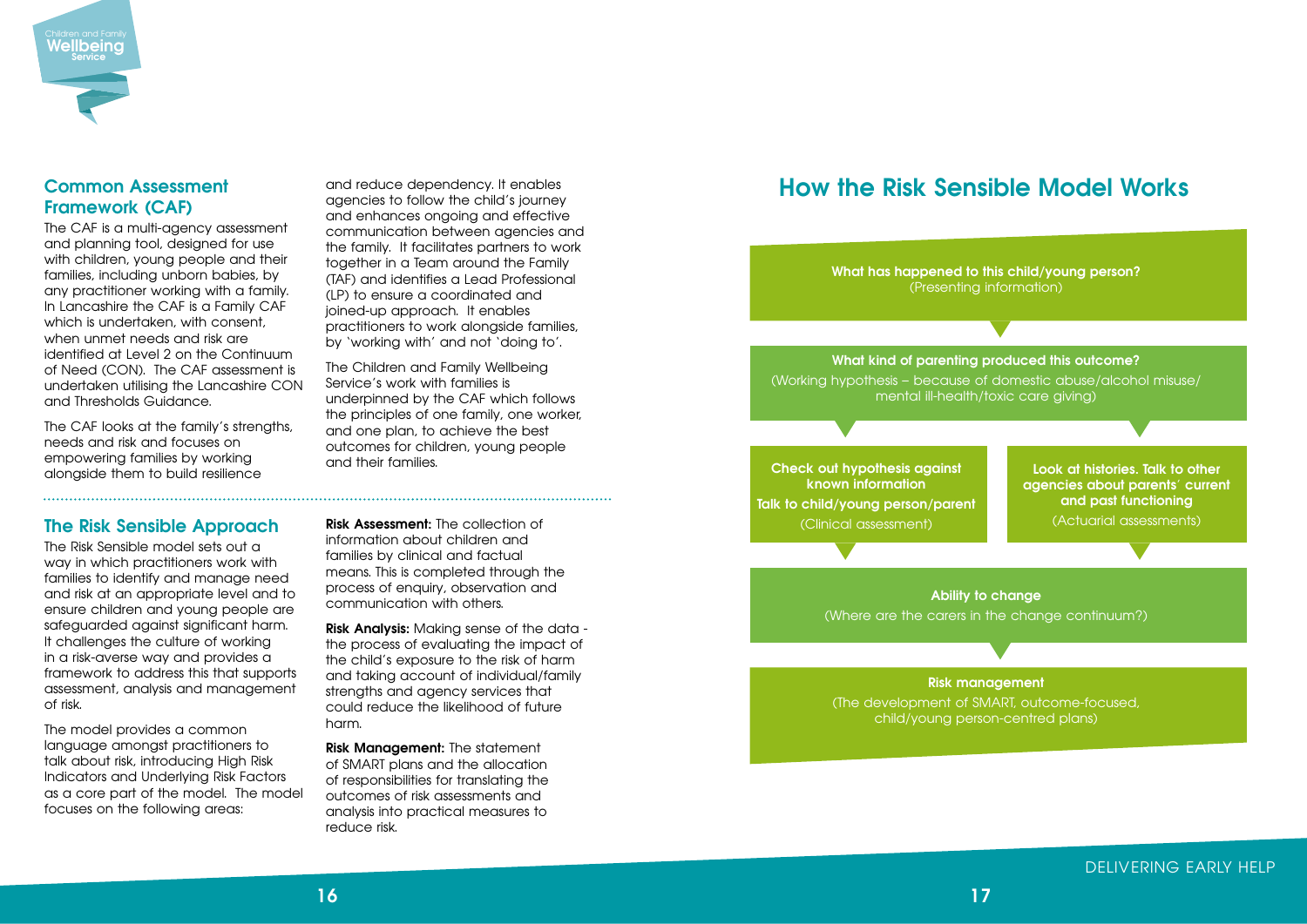## Common Assessment Framework (CAF)

The CAF is a multi-agency assessment and planning tool, designed for use with children, young people and their families, including unborn babies, by any practitioner working with a family. In Lancashire the CAF is a Family CAF which is undertaken, with consent, when unmet needs and risk are identified at Level 2 on the Continuum of Need (CON). The CAF assessment is undertaken utilising the Lancashire CON and Thresholds Guidance.

The CAF looks at the family's strengths, needs and risk and focuses on empowering families by working alongside them to build resilience and reduce dependency. It enables agencies to follow the child's journey and enhances ongoing and effective communication between agencies and the family. It facilitates partners to work together in a Team around the Family (TAF) and identifies a Lead Professional (LP) to ensure a coordinated and joined-up approach. It enables practitioners to work alongside families, by 'working with' and not 'doing to'.

The Children and Family Wellbeing Service's work with families is underpinned by the CAF which follows the principles of one family, one worker, and one plan, to achieve the best outcomes for children, young people and their families.

## The Risk Sensible Approach

The Risk Sensible model sets out a way in which practitioners work with families to identify and manage need and risk at an appropriate level and to ensure children and young people are safeguarded against significant harm. It challenges the culture of working in a risk-averse way and provides a framework to address this that supports assessment, analysis and management of risk.

The model provides a common language amongst practitioners to talk about risk, introducing High Risk Indicators and Underlying Risk Factors as a core part of the model. The model focuses on the following areas:

**Risk Assessment:** The collection of information about children and families by clinical and factual means. This is completed through the process of enquiry, observation and communication with others.

**Risk Analysis:** Making sense of the data - the process of evaluating the impact of the child's exposure to the risk of harm and taking account of individual/family strengths and agency services that could reduce the likelihood of future harm.

**Risk Management:** The statement of SMART plans and the allocation of responsibilities for translating the outcomes of risk assessments and analysis into practical measures to reduce risk.

# How the Risk Sensible Model Works

**What has happened to this child/young person?**
(Presenting information)

**What kind of parenting produced this outcome?**
(Working hypothesis – because of domestic abuse/alcohol misuse/mental ill-health/toxic care giving)

**Check out hypothesis against known information**
**Talk to child/young person/parent**
(Clinical assessment)

**Look at histories. Talk to other agencies about parents' current and past functioning**
(Actuarial assessments)

**Ability to change**
(Where are the carers in the change continuum?)

**Risk management**
(The development of SMART, outcome-focused, child/young person-centred plans)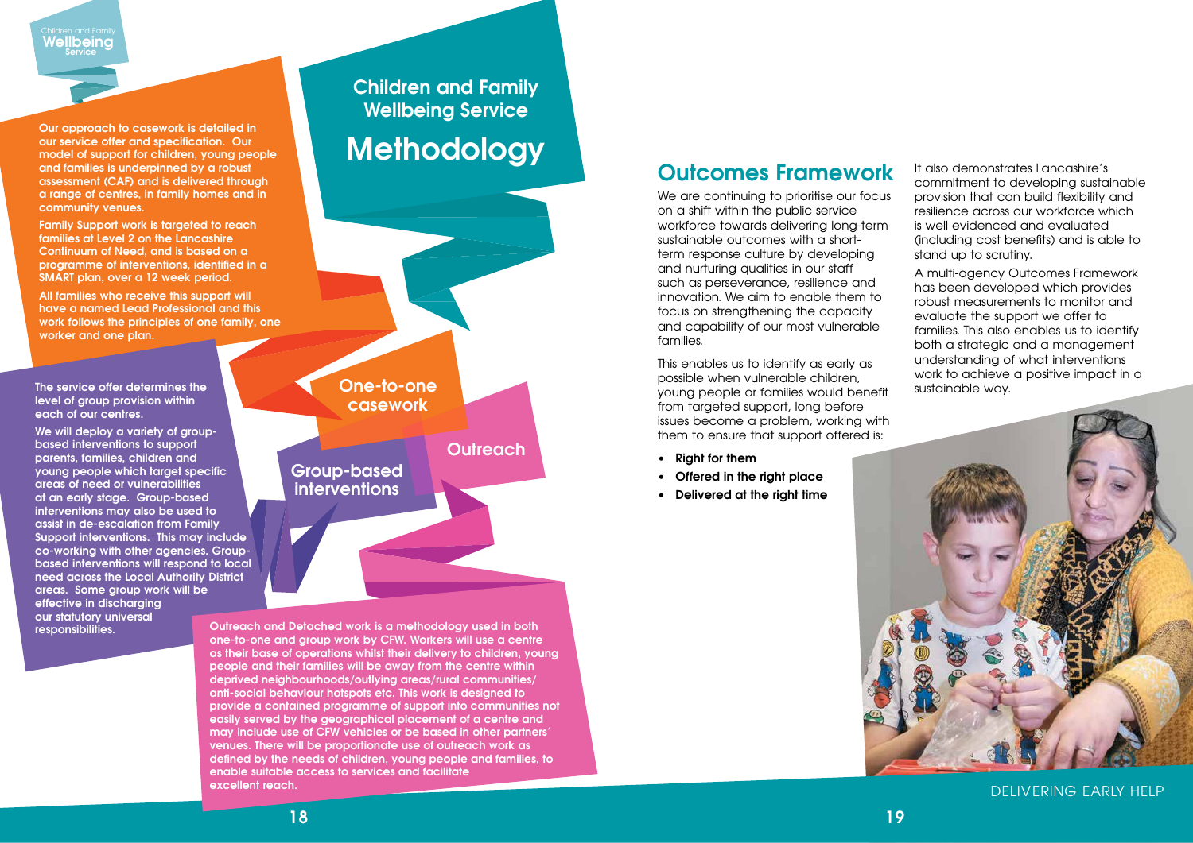# Children and Family Wellbeing Service

# Methodology

Our approach to casework is detailed in our service offer and specification. Our model of support for children, young people and families is underpinned by a robust assessment (CAF) and is delivered through a range of centres, in family homes and in community venues.

Family Support work is targeted to reach families at Level 2 on the Lancashire Continuum of Need, and is based on a programme of interventions, identified in a SMART plan, over a 12 week period.

All families who receive this support will have a named Lead Professional and this work follows the principles of one family, one worker and one plan.

## One-to-one casework

The service offer determines the level of group provision within each of our centres.

We will deploy a variety of group-based interventions to support parents, families, children and young people which target specific areas of need or vulnerabilities at an early stage. Group-based interventions may also be used to assist in de-escalation from Family Support interventions. This may include co-working with other agencies. Group-based interventions will respond to local need across the Local Authority District areas. Some group work will be effective in discharging our statutory universal responsibilities.

## Group-based interventions

## Outreach

Outreach and Detached work is a methodology used in both one-to-one and group work by CFW. Workers will use a centre as their base of operations whilst their delivery to children, young people and their families will be away from the centre within deprived neighbourhoods/outlying areas/rural communities/ anti-social behaviour hotspots etc. This work is designed to provide a contained programme of support into communities not easily served by the geographical placement of a centre and may include use of CFW vehicles or be based in other partners' venues. There will be proportionate use of outreach work as defined by the needs of children, young people and families, to enable suitable access to services and facilitate excellent reach.

## Outcomes Framework

We are continuing to prioritise our focus on a shift within the public service workforce towards delivering long-term sustainable outcomes with a short-term response culture by developing and nurturing qualities in our staff such as perseverance, resilience and innovation. We aim to enable them to focus on strengthening the capacity and capability of our most vulnerable families.

This enables us to identify as early as possible when vulnerable children, young people or families would benefit from targeted support, long before issues become a problem, working with them to ensure that support offered is:

- **Right for them**
- **Offered in the right place**
- **Delivered at the right time**

It also demonstrates Lancashire's commitment to developing sustainable provision that can build flexibility and resilience across our workforce which is well evidenced and evaluated (including cost benefits) and is able to stand up to scrutiny.

A multi-agency Outcomes Framework has been developed which provides robust measurements to monitor and evaluate the support we offer to families. This also enables us to identify both a strategic and a management understanding of what interventions work to achieve a positive impact in a sustainable way.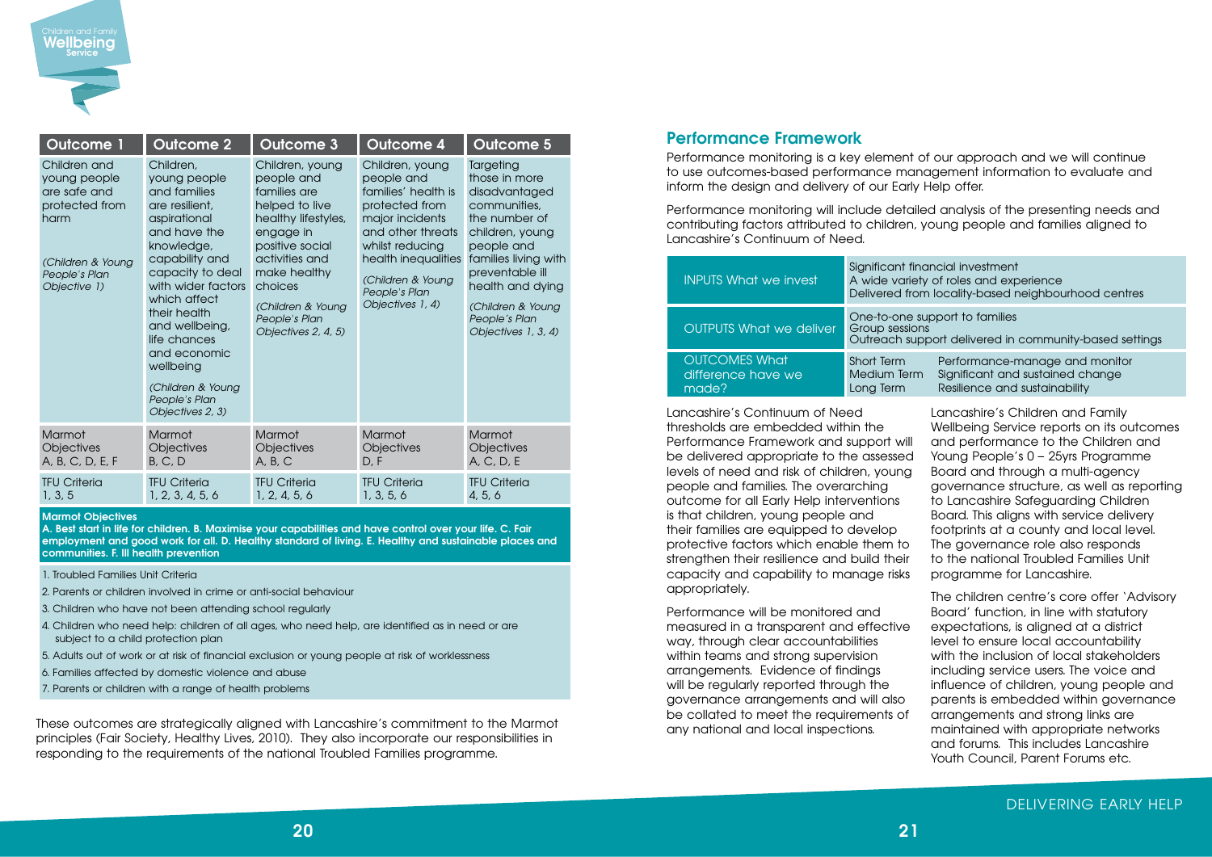| Outcome 1 | Outcome 2 | Outcome 3 | Outcome 4 | Outcome 5 |
|---|---|---|---|---|
| Children and young people are safe and protected from harm<br><br>*(Children & Young People's Plan Objective 1)* | Children, young people and families are resilient, aspirational and have the knowledge, capability and capacity to deal with wider factors which affect their health and wellbeing, life chances and economic wellbeing<br><br>*(Children & Young People's Plan Objectives 2, 3)* | Children, young people and families are helped to live healthy lifestyles, engage in positive social activities and make healthy choices<br><br>*(Children & Young People's Plan Objectives 2, 4, 5)* | Children, young people and families' health is protected from major incidents and other threats whilst reducing health inequalities<br><br>*(Children & Young People's Plan Objectives 1, 4)* | Targeting those in more disadvantaged communities, the number of children, young people and families living with preventable ill health and dying<br><br>*(Children & Young People's Plan Objectives 1, 3, 4)* |
| Marmot Objectives A, B, C, D, E, F | Marmot Objectives B, C, D | Marmot Objectives A, B, C | Marmot Objectives D, F | Marmot Objectives A, C, D, E |
| TFU Criteria 1, 3, 5 | TFU Criteria 1, 2, 3, 4, 5, 6 | TFU Criteria 1, 2, 4, 5, 6 | TFU Criteria 1, 3, 5, 6 | TFU Criteria 4, 5, 6 |

**Marmot Objectives**
**A. Best start in life for children. B. Maximise your capabilities and have control over your life. C. Fair employment and good work for all. D. Healthy standard of living. E. Healthy and sustainable places and communities. F. Ill health prevention**

1. Troubled Families Unit Criteria
2. Parents or children involved in crime or anti-social behaviour
3. Children who have not been attending school regularly
4. Children who need help: children of all ages, who need help, are identified as in need or are subject to a child protection plan
5. Adults out of work or at risk of financial exclusion or young people at risk of worklessness
6. Families affected by domestic violence and abuse
7. Parents or children with a range of health problems

These outcomes are strategically aligned with Lancashire's commitment to the Marmot principles (Fair Society, Healthy Lives, 2010). They also incorporate our responsibilities in responding to the requirements of the national Troubled Families programme.

## Performance Framework

Performance monitoring is a key element of our approach and we will continue to use outcomes-based performance management information to evaluate and inform the design and delivery of our Early Help offer.

Performance monitoring will include detailed analysis of the presenting needs and contributing factors attributed to children, young people and families aligned to Lancashire's Continuum of Need.

| | |
|---|---|
| INPUTS What we invest | Significant financial investment<br>A wide variety of roles and experience<br>Delivered from locality-based neighbourhood centres |
| OUTPUTS What we deliver | One-to-one support to families<br>Group sessions<br>Outreach support delivered in community-based settings |
| OUTCOMES What difference have we made? | Short Term – Performance-manage and monitor<br>Medium Term – Significant and sustained change<br>Long Term – Resilience and sustainability |

Lancashire's Continuum of Need thresholds are embedded within the Performance Framework and support will be delivered appropriate to the assessed levels of need and risk of children, young people and families. The overarching outcome for all Early Help interventions is that children, young people and their families are equipped to develop protective factors which enable them to strengthen their resilience and build their capacity and capability to manage risks appropriately.

Performance will be monitored and measured in a transparent and effective way, through clear accountabilities within teams and strong supervision arrangements. Evidence of findings will be regularly reported through the governance arrangements and will also be collated to meet the requirements of any national and local inspections.

Lancashire's Children and Family Wellbeing Service reports on its outcomes and performance to the Children and Young People's 0 – 25yrs Programme Board and through a multi-agency governance structure, as well as reporting to Lancashire Safeguarding Children Board. This aligns with service delivery footprints at a county and local level. The governance role also responds to the national Troubled Families Unit programme for Lancashire.

The children centre's core offer 'Advisory Board' function, in line with statutory expectations, is aligned at a district level to ensure local accountability with the inclusion of local stakeholders including service users. The voice and influence of children, young people and parents is embedded within governance arrangements and strong links are maintained with appropriate networks and forums. This includes Lancashire Youth Council, Parent Forums etc.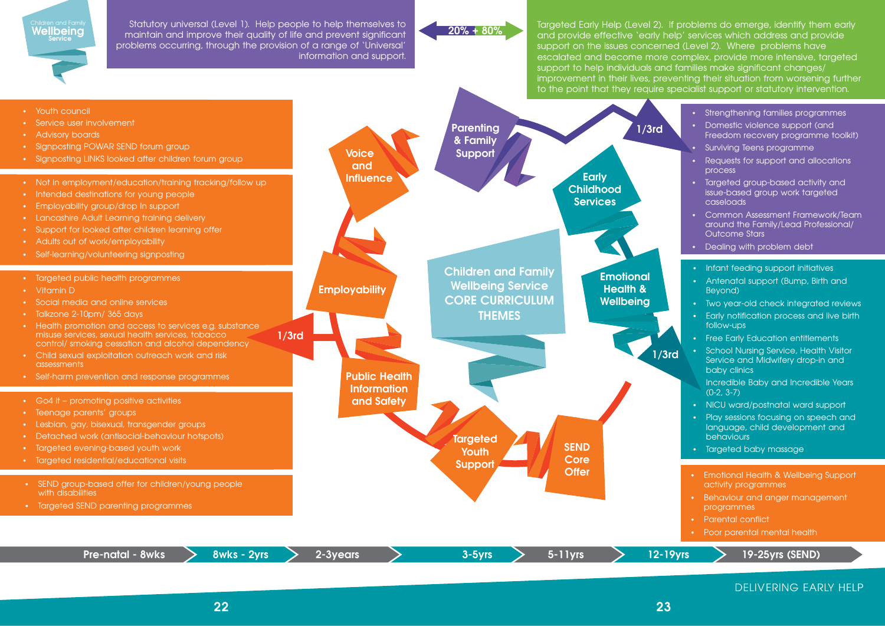Children and Family **Wellbeing** Service

Statutory universal (Level 1). Help people to help themselves to maintain and improve their quality of life and prevent significant problems occurring, through the provision of a range of 'Universal' information and support.

**20% + 80%**

Targeted Early Help (Level 2). If problems do emerge, identify them early and provide effective 'early help' services which address and provide support on the issues concerned (Level 2). Where problems have escalated and become more complex, provide more intensive, targeted support to help individuals and families make significant changes/improvement in their lives, preventing their situation from worsening further to the point that they require specialist support or statutory intervention.

## Children and Family Wellbeing Service CORE CURRICULUM THEMES

### Voice and Influence

- Youth council
- Service user involvement
- Advisory boards
- Signposting POWAR SEND forum group
- Signposting LINKS looked after children forum group

### Employability

- Not in employment/education/training tracking/follow up
- Intended destinations for young people
- Employability group/drop In support
- Lancashire Adult Learning training delivery
- Support for looked after children learning offer
- Adults out of work/employability
- Self-learning/volunteering signposting

### Public Health Information and Safety

**1/3rd**

- Targeted public health programmes
- Vitamin D
- Social media and online services
- Talkzone 2-10pm/ 365 days
- Health promotion and access to services e.g. substance misuse services, sexual health services, tobacco control/ smoking cessation and alcohol dependency
- Child sexual exploitation outreach work and risk assessments
- Self-harm prevention and response programmes

### Targeted Youth Support

- Go4 it – promoting positive activities
- Teenage parents' groups
- Lesbian, gay, bisexual, transgender groups
- Detached work (antisocial-behaviour hotspots)
- Targeted evening-based youth work
- Targeted residential/educational visits

### SEND Core Offer

- SEND group-based offer for children/young people with disabilities
- Targeted SEND parenting programmes

### Parenting & Family Support

**1/3rd**

- Strengthening families programmes
- Domestic violence support (and Freedom recovery programme toolkit)
- Surviving Teens programme
- Requests for support and allocations process
- Targeted group-based activity and issue-based group work targeted caseloads
- Common Assessment Framework/Team around the Family/Lead Professional/ Outcome Stars
- Dealing with problem debt

### Early Childhood Services

**1/3rd**

- Infant feeding support initiatives
- Antenatal support (Bump, Birth and Beyond)
- Two year-old check integrated reviews
- Early notification process and live birth follow-ups
- Free Early Education entitlements
- School Nursing Service, Health Visitor Service and Midwifery drop-in and baby clinics
- Incredible Baby and Incredible Years (0-2, 3-7)
- NICU ward/postnatal ward support
- Play sessions focusing on speech and language, child development and behaviours
- Targeted baby massage

### Emotional Health & Wellbeing

- Emotional Health & Wellbeing Support activity programmes
- Behaviour and anger management programmes
- Parental conflict
- Poor parental mental health

Pre-natal - 8wks → 8wks - 2yrs → 2-3years → 3-5yrs → 5-11yrs → 12-19yrs → 19-25yrs (SEND)

DELIVERING EARLY HELP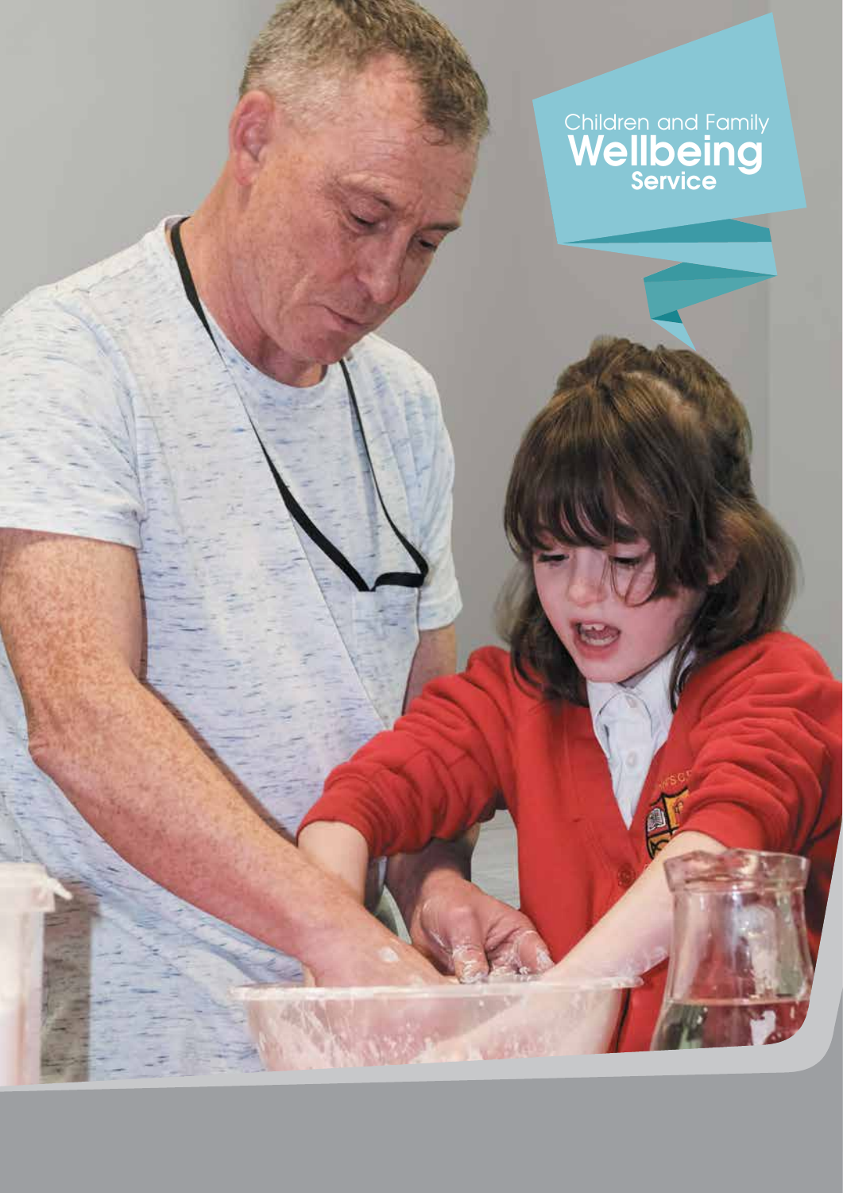Children and Family
**Wellbeing**
**Service**